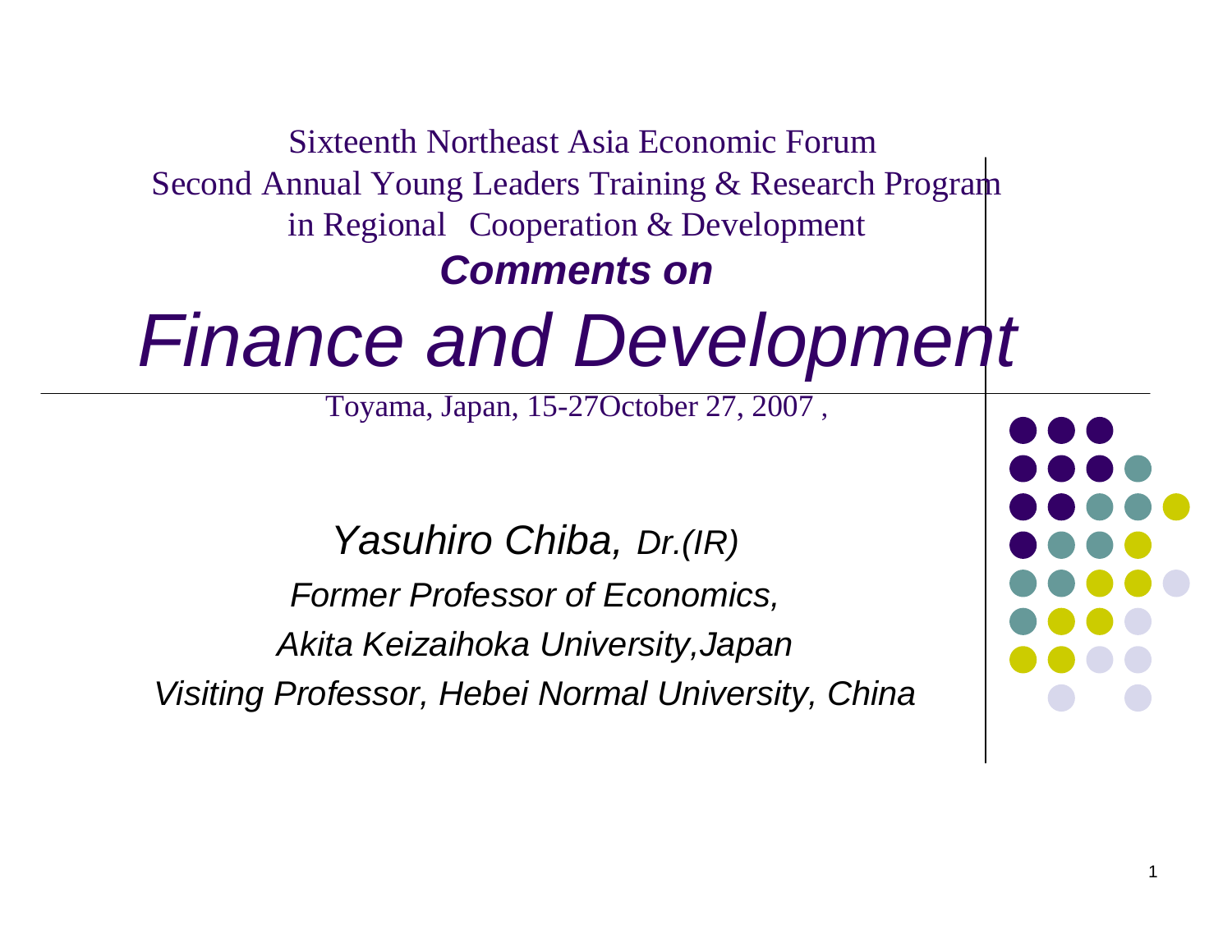Sixteenth Northeast Asia Economic Forum

Second Annual Young Leaders Training & Research Program

in Regional Cooperation & Development

***Comments on***

# *Finance and Development*

Toyama, Japan, 15-27October 27, 2007 ,

*Yasuhiro Chiba, Dr.(IR)*

*Former Professor of Economics,*

*Akita Keizaihoka University,Japan*

*Visiting Professor, Hebei Normal University, China*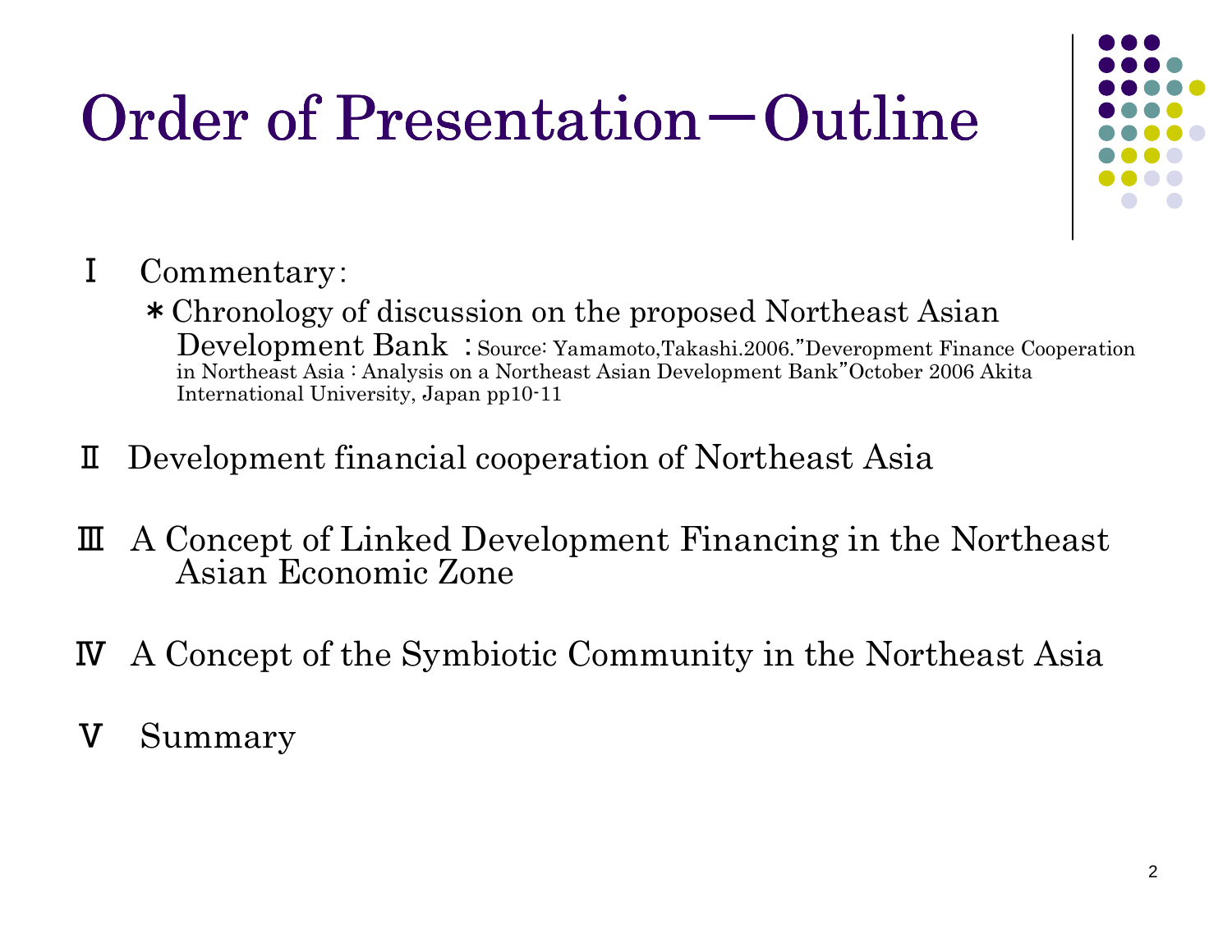# Order of Presentation―Outline

Ⅰ　Commentary:

＊Chronology of discussion on the proposed Northeast Asian Development Bank ：Source: Yamamoto,Takashi.2006."Deveropment Finance Cooperation in Northeast Asia : Analysis on a Northeast Asian Development Bank"October 2006 Akita International University, Japan pp10-11

Ⅱ Development financial cooperation of Northeast Asia

Ⅲ A Concept of Linked Development Financing in the Northeast Asian Economic Zone

Ⅳ A Concept of the Symbiotic Community in the Northeast Asia

Ⅴ　Summary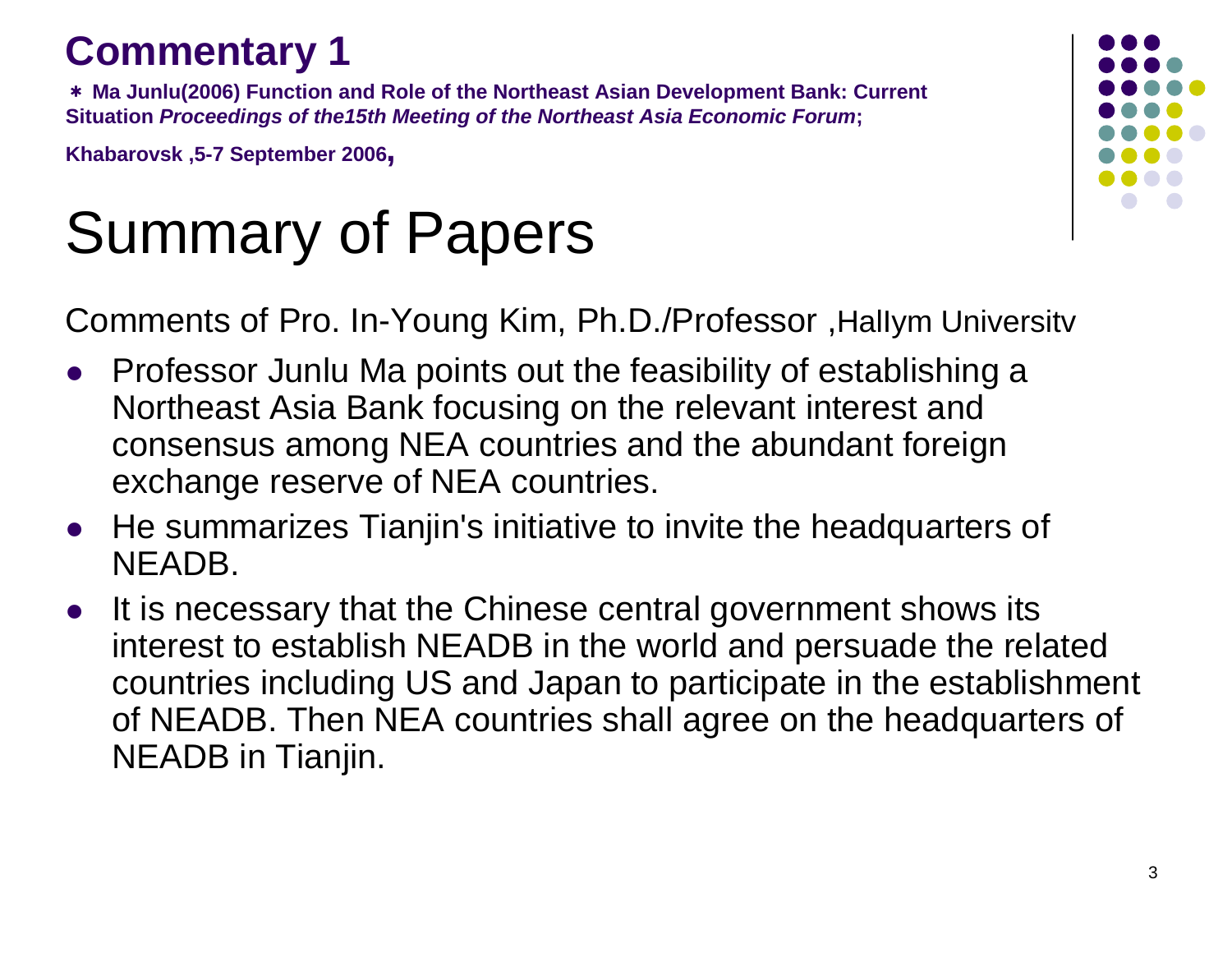## Commentary 1

**＊ Ma Junlu(2006) Function and Role of the Northeast Asian Development Bank: Current Situation *Proceedings of the15th Meeting of the Northeast Asia Economic Forum*;**

**Khabarovsk ,5-7 September 2006,**

# Summary of Papers

Comments of Pro. In-Young Kim, Ph.D./Professor ,Hallym Universitv

- Professor Junlu Ma points out the feasibility of establishing a Northeast Asia Bank focusing on the relevant interest and consensus among NEA countries and the abundant foreign exchange reserve of NEA countries.
- He summarizes Tianjin's initiative to invite the headquarters of NEADB.
- It is necessary that the Chinese central government shows its interest to establish NEADB in the world and persuade the related countries including US and Japan to participate in the establishment of NEADB. Then NEA countries shall agree on the headquarters of NEADB in Tianjin.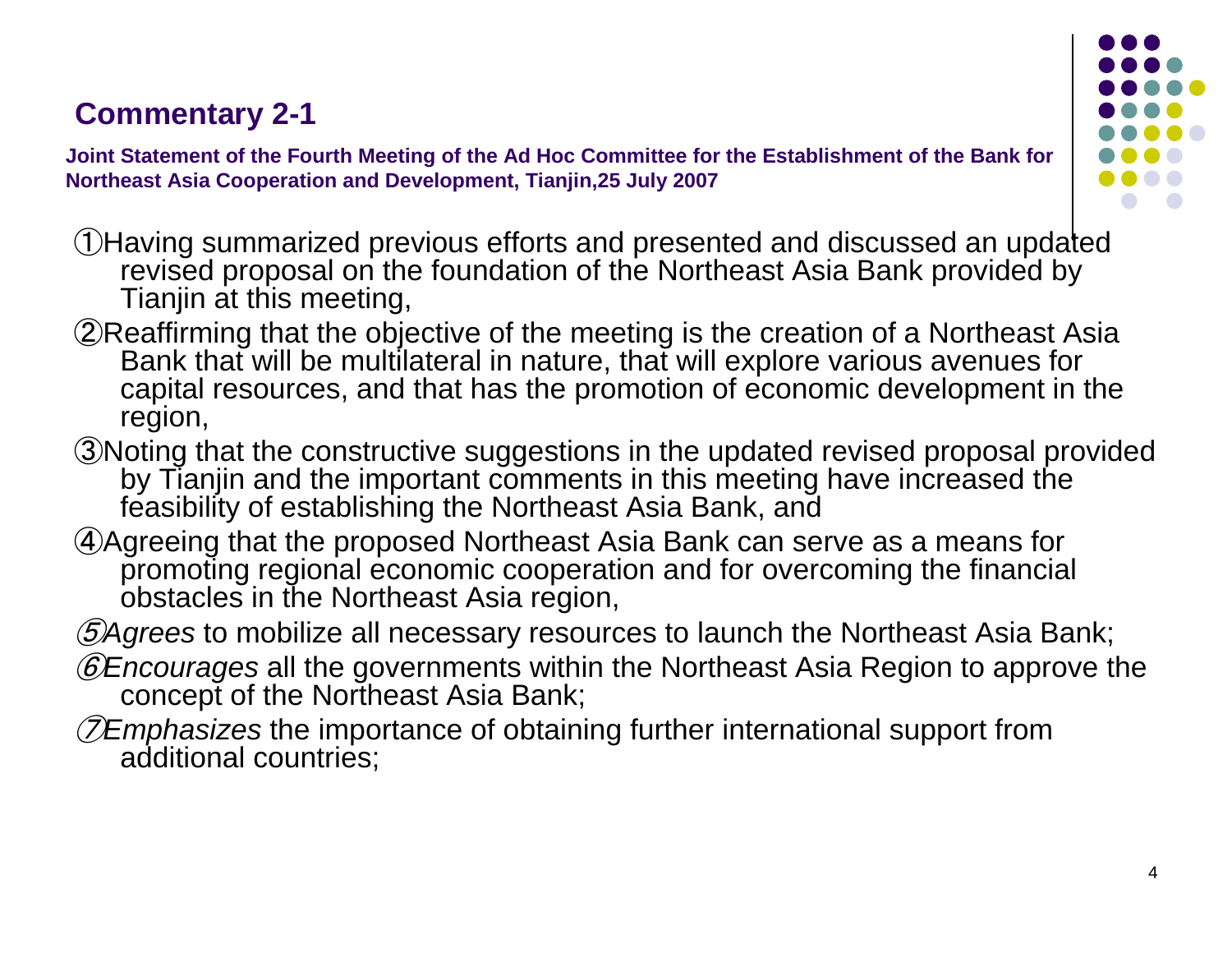## Commentary 2-1

**Joint Statement of the Fourth Meeting of the Ad Hoc Committee for the Establishment of the Bank for Northeast Asia Cooperation and Development, Tianjin,25 July 2007**

①Having summarized previous efforts and presented and discussed an updated revised proposal on the foundation of the Northeast Asia Bank provided by Tianjin at this meeting,

②Reaffirming that the objective of the meeting is the creation of a Northeast Asia Bank that will be multilateral in nature, that will explore various avenues for capital resources, and that has the promotion of economic development in the region,

③Noting that the constructive suggestions in the updated revised proposal provided by Tianjin and the important comments in this meeting have increased the feasibility of establishing the Northeast Asia Bank, and

④Agreeing that the proposed Northeast Asia Bank can serve as a means for promoting regional economic cooperation and for overcoming the financial obstacles in the Northeast Asia region,

*⑤Agrees* to mobilize all necessary resources to launch the Northeast Asia Bank;

*⑥Encourages* all the governments within the Northeast Asia Region to approve the concept of the Northeast Asia Bank;

*⑦Emphasizes* the importance of obtaining further international support from additional countries;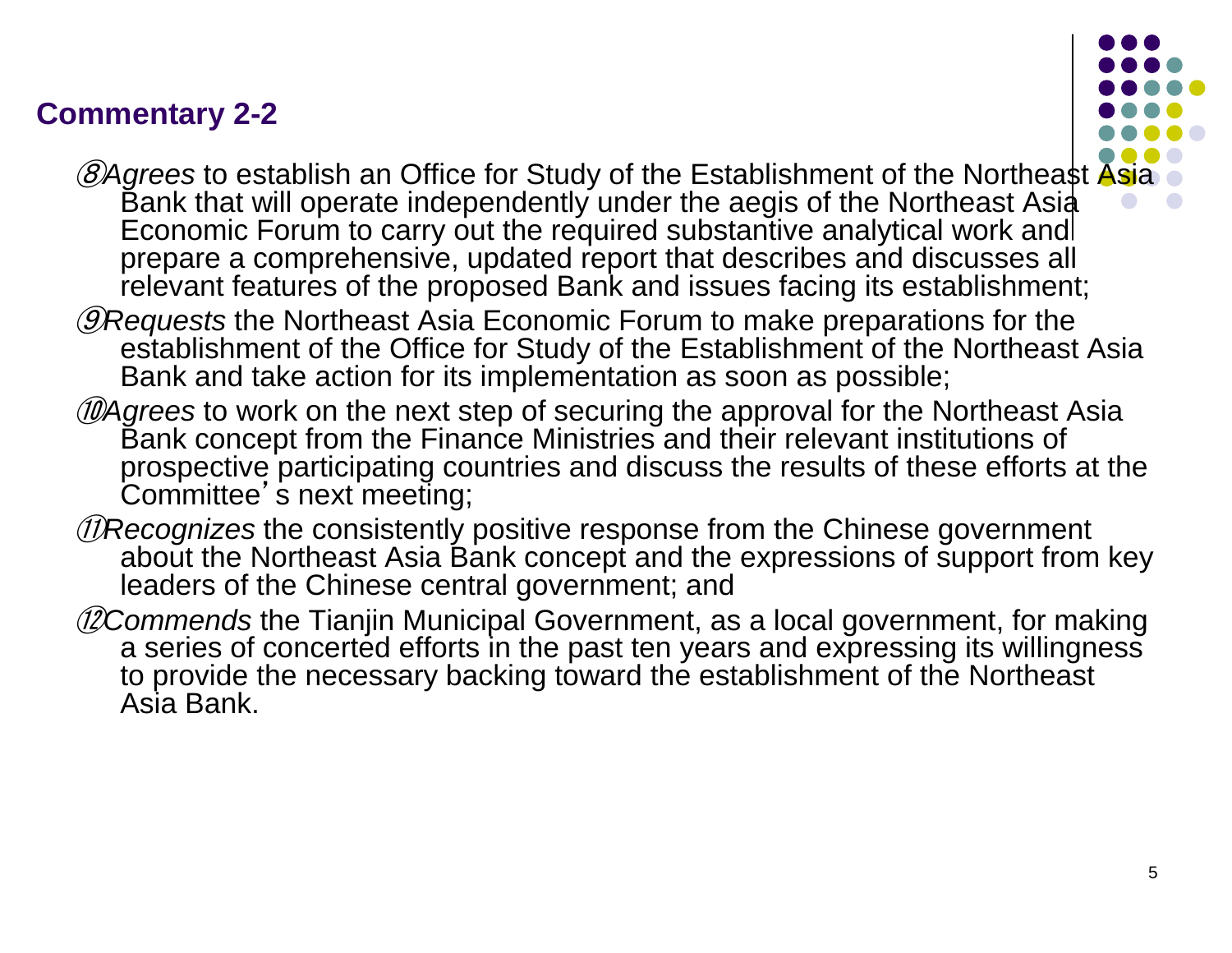## Commentary 2-2

⑧*Agrees* to establish an Office for Study of the Establishment of the Northeast Asia Bank that will operate independently under the aegis of the Northeast Asia Economic Forum to carry out the required substantive analytical work and prepare a comprehensive, updated report that describes and discusses all relevant features of the proposed Bank and issues facing its establishment;

⑨*Requests* the Northeast Asia Economic Forum to make preparations for the establishment of the Office for Study of the Establishment of the Northeast Asia Bank and take action for its implementation as soon as possible;

⑩*Agrees* to work on the next step of securing the approval for the Northeast Asia Bank concept from the Finance Ministries and their relevant institutions of prospective participating countries and discuss the results of these efforts at the Committee's next meeting;

⑪*Recognizes* the consistently positive response from the Chinese government about the Northeast Asia Bank concept and the expressions of support from key leaders of the Chinese central government; and

⑫*Commends* the Tianjin Municipal Government, as a local government, for making a series of concerted efforts in the past ten years and expressing its willingness to provide the necessary backing toward the establishment of the Northeast Asia Bank.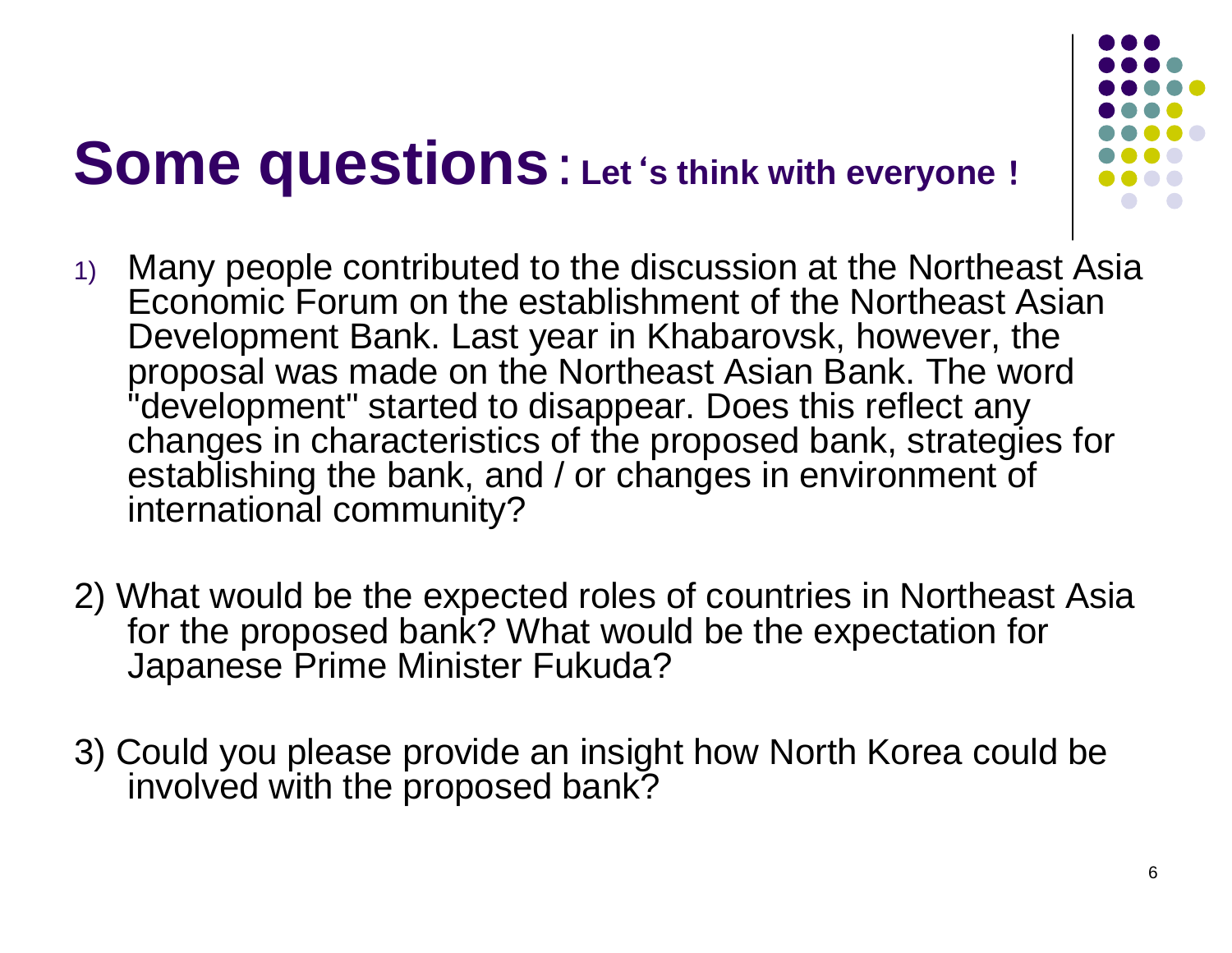# Some questions：Let‘s think with everyone！

1) Many people contributed to the discussion at the Northeast Asia Economic Forum on the establishment of the Northeast Asian Development Bank. Last year in Khabarovsk, however, the proposal was made on the Northeast Asian Bank. The word "development" started to disappear. Does this reflect any changes in characteristics of the proposed bank, strategies for establishing the bank, and / or changes in environment of international community?

2) What would be the expected roles of countries in Northeast Asia for the proposed bank? What would be the expectation for Japanese Prime Minister Fukuda?

3) Could you please provide an insight how North Korea could be involved with the proposed bank?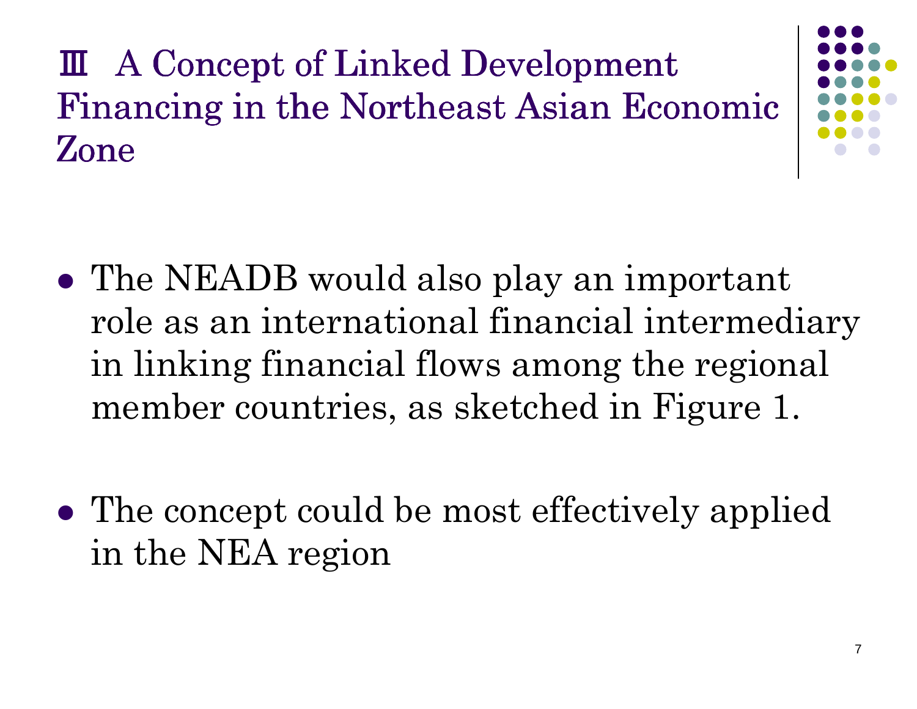# Ⅲ A Concept of Linked Development Financing in the Northeast Asian Economic Zone

- The NEADB would also play an important role as an international financial intermediary in linking financial flows among the regional member countries, as sketched in Figure 1.

- The concept could be most effectively applied in the NEA region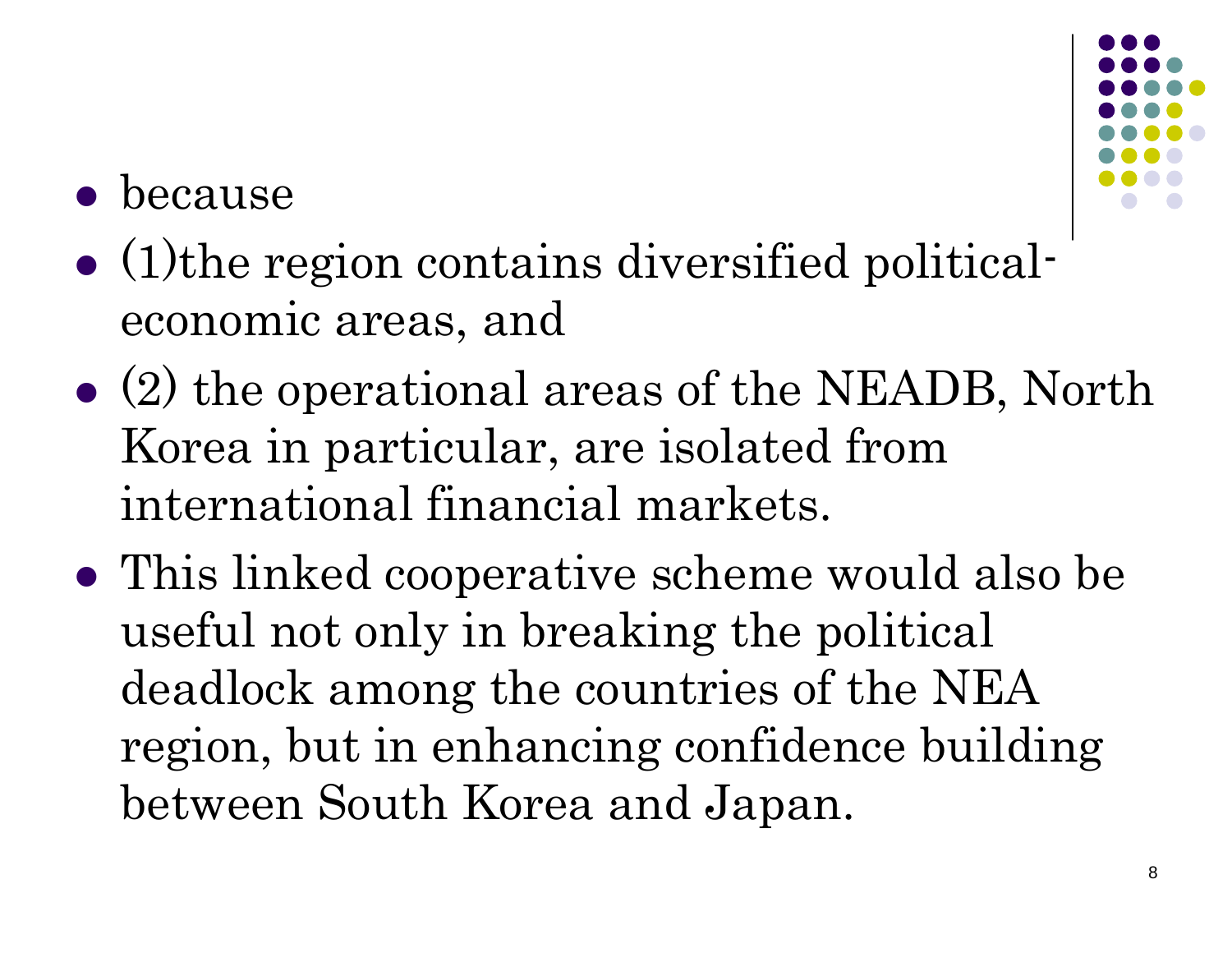- because
- (1)the region contains diversified political-economic areas, and
- (2) the operational areas of the NEADB, North Korea in particular, are isolated from international financial markets.
- This linked cooperative scheme would also be useful not only in breaking the political deadlock among the countries of the NEA region, but in enhancing confidence building between South Korea and Japan.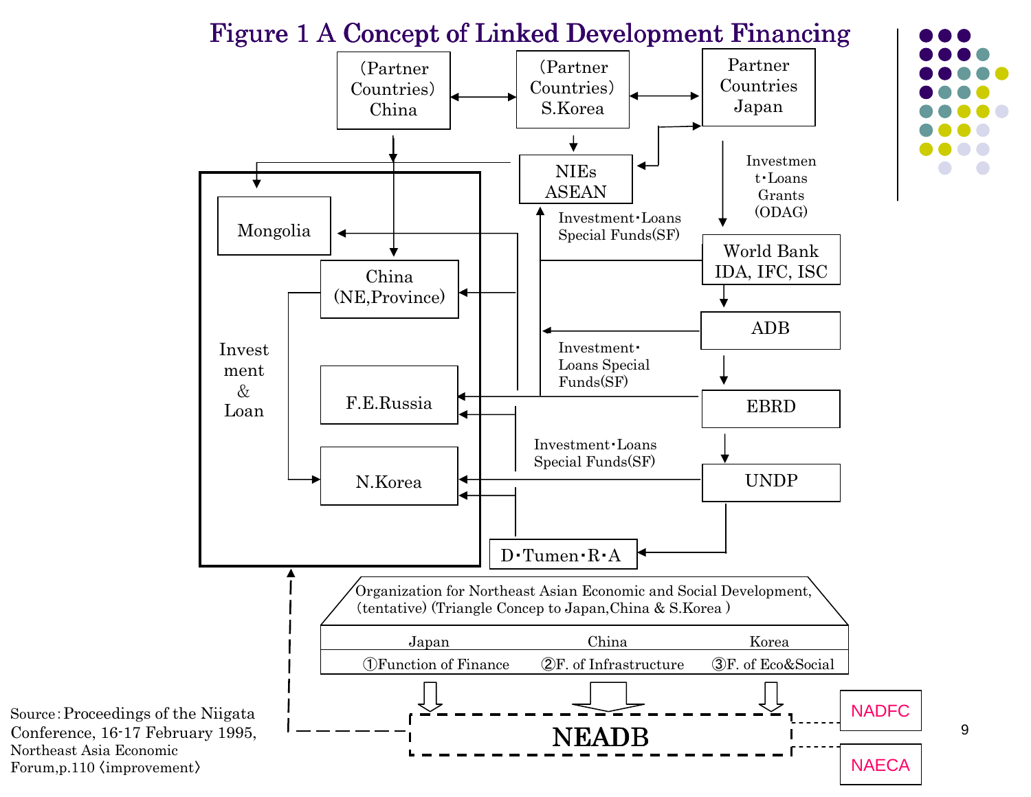# Figure 1 A Concept of Linked Development Financing

(Partner Countries) China

(Partner Countries) S.Korea

Partner Countries Japan

NIEs ASEAN

Investment・Loans Grants (ODAG)

Investment・Loans Special Funds(SF)

World Bank IDA, IFC, ISC

ADB

Investment・Loans Special Funds(SF)

EBRD

Investment・Loans Special Funds(SF)

UNDP

Invest ment & Loan

Mongolia

China (NE,Province)

F.E.Russia

N.Korea

D・Tumen・R・A

Organization for Northeast Asian Economic and Social Development, (tentative) (Triangle Concep to Japan,China & S.Korea )

| Japan | China | Korea |
|---|---|---|
| ①Function of Finance | ②F. of Infrastructure | ③F. of Eco&Social |

NEADB

NADFC

NAECA

Source：Proceedings of the Niigata Conference, 16-17 February 1995, Northeast Asia Economic Forum,p.110 〈improvement〉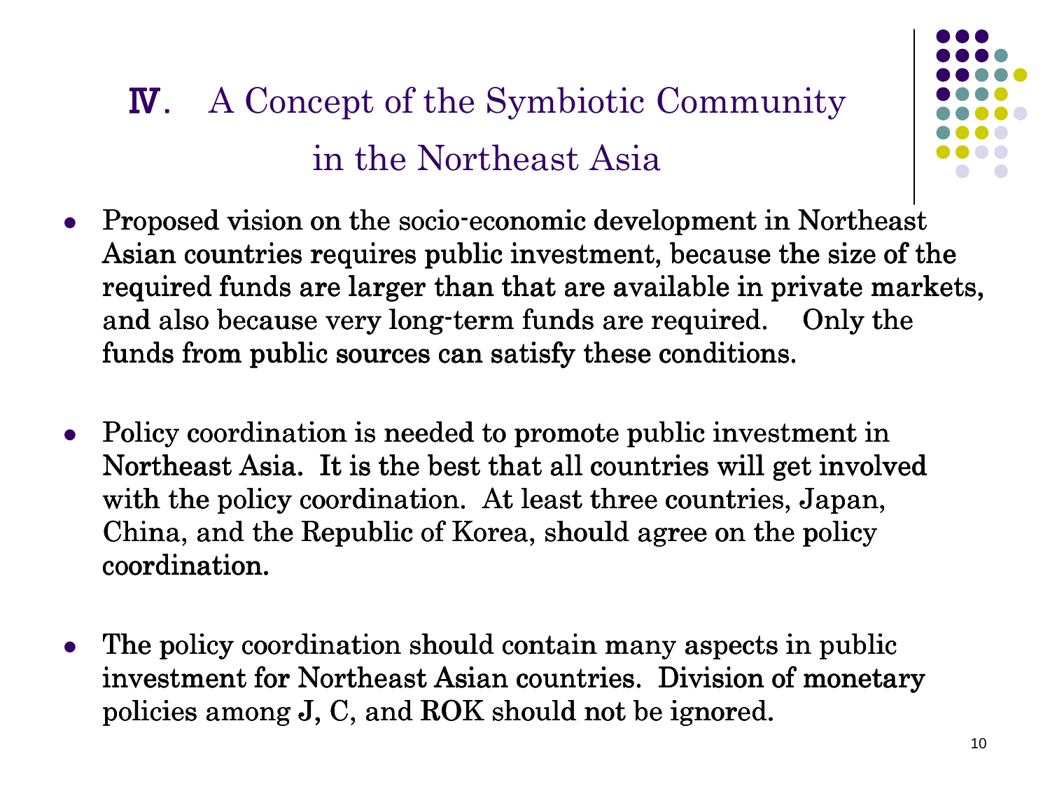# Ⅳ. A Concept of the Symbiotic Community in the Northeast Asia

- Proposed vision on the socio-economic development in Northeast Asian countries requires public investment, because the size of the required funds are larger than that are available in private markets, and also because very long-term funds are required. Only the funds from public sources can satisfy these conditions.

- Policy coordination is needed to promote public investment in Northeast Asia. It is the best that all countries will get involved with the policy coordination. At least three countries, Japan, China, and the Republic of Korea, should agree on the policy coordination.

- The policy coordination should contain many aspects in public investment for Northeast Asian countries. Division of monetary policies among J, C, and ROK should not be ignored.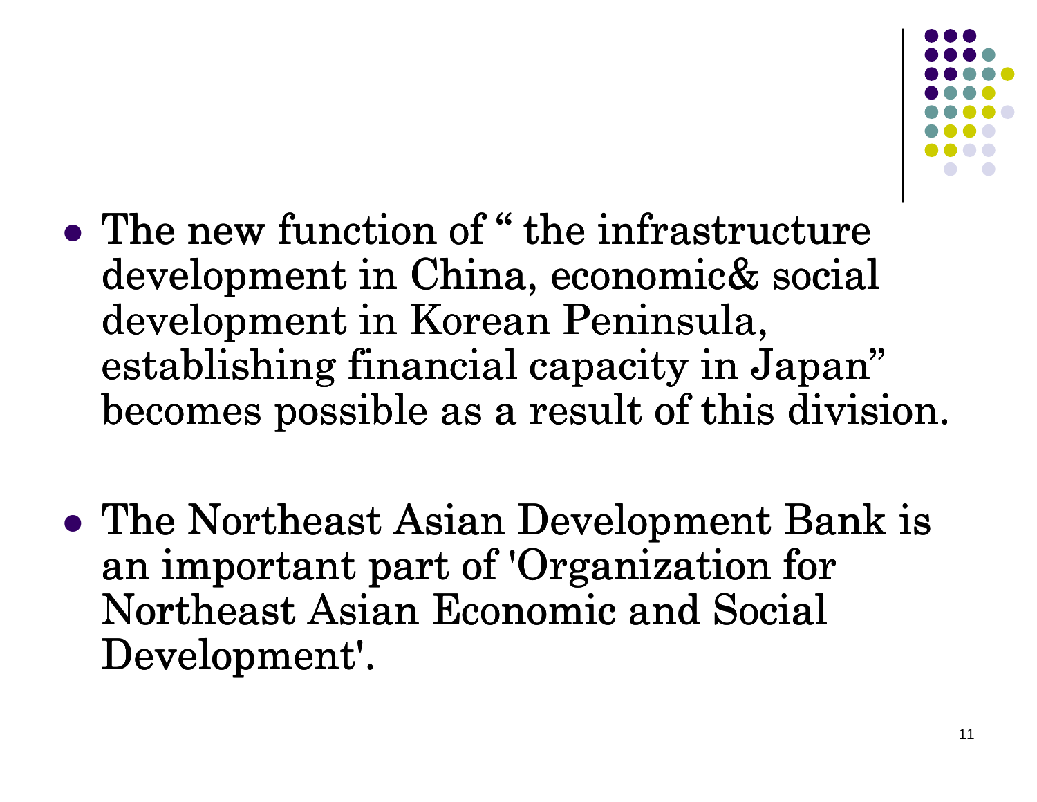- The new function of “ the infrastructure development in China, economic& social development in Korean Peninsula, establishing financial capacity in Japan” becomes possible as a result of this division.

- The Northeast Asian Development Bank is an important part of 'Organization for Northeast Asian Economic and Social Development'.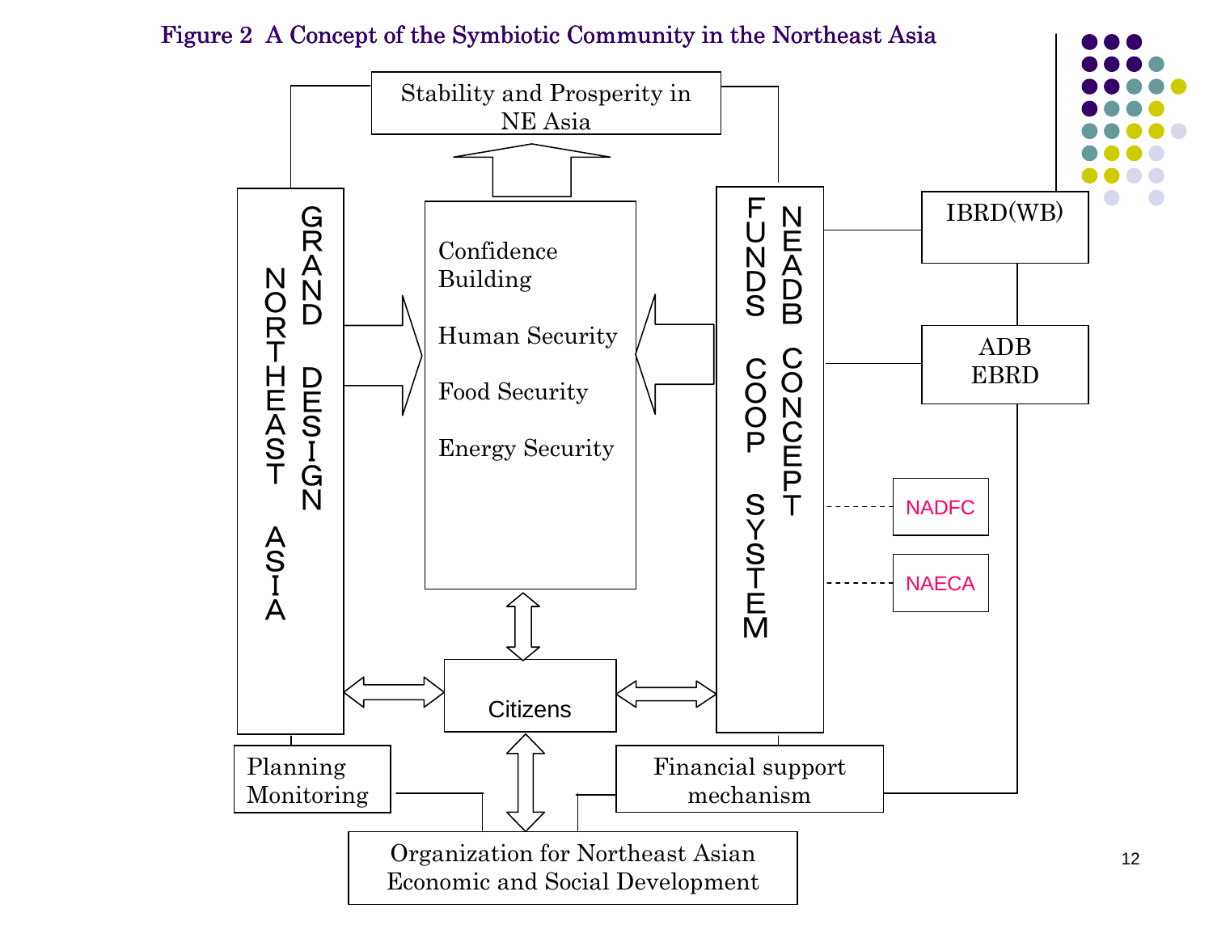**Figure 2 A Concept of the Symbiotic Community in the Northeast Asia**

Stability and Prosperity in NE Asia

NORTHEAST ASIA GRAND DESIGN

Confidence Building

Human Security

Food Security

Energy Security

FUNDS COOP SYSTEM

NEADB CONCEPT

IBRD(WB)

ADB
EBRD

NADFC

NAECA

Citizens

Planning
Monitoring

Financial support mechanism

Organization for Northeast Asian Economic and Social Development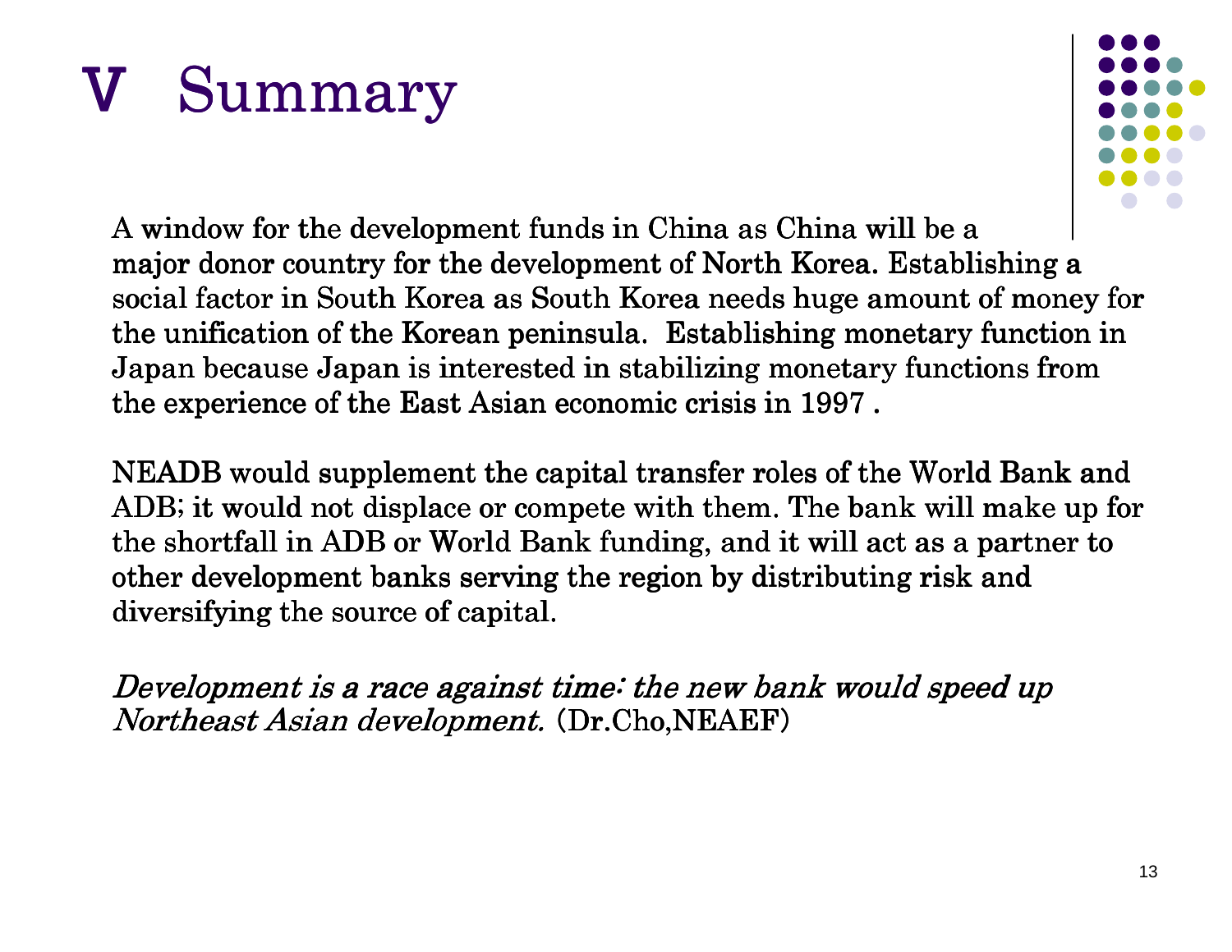# V Summary

A window for the development funds in China as China will be a major donor country for the development of North Korea. Establishing a social factor in South Korea as South Korea needs huge amount of money for the unification of the Korean peninsula. Establishing monetary function in Japan because Japan is interested in stabilizing monetary functions from the experience of the East Asian economic crisis in 1997 .

NEADB would supplement the capital transfer roles of the World Bank and ADB; it would not displace or compete with them. The bank will make up for the shortfall in ADB or World Bank funding, and it will act as a partner to other development banks serving the region by distributing risk and diversifying the source of capital.

*Development is a race against time: the new bank would speed up Northeast Asian development.* (Dr.Cho,NEAEF)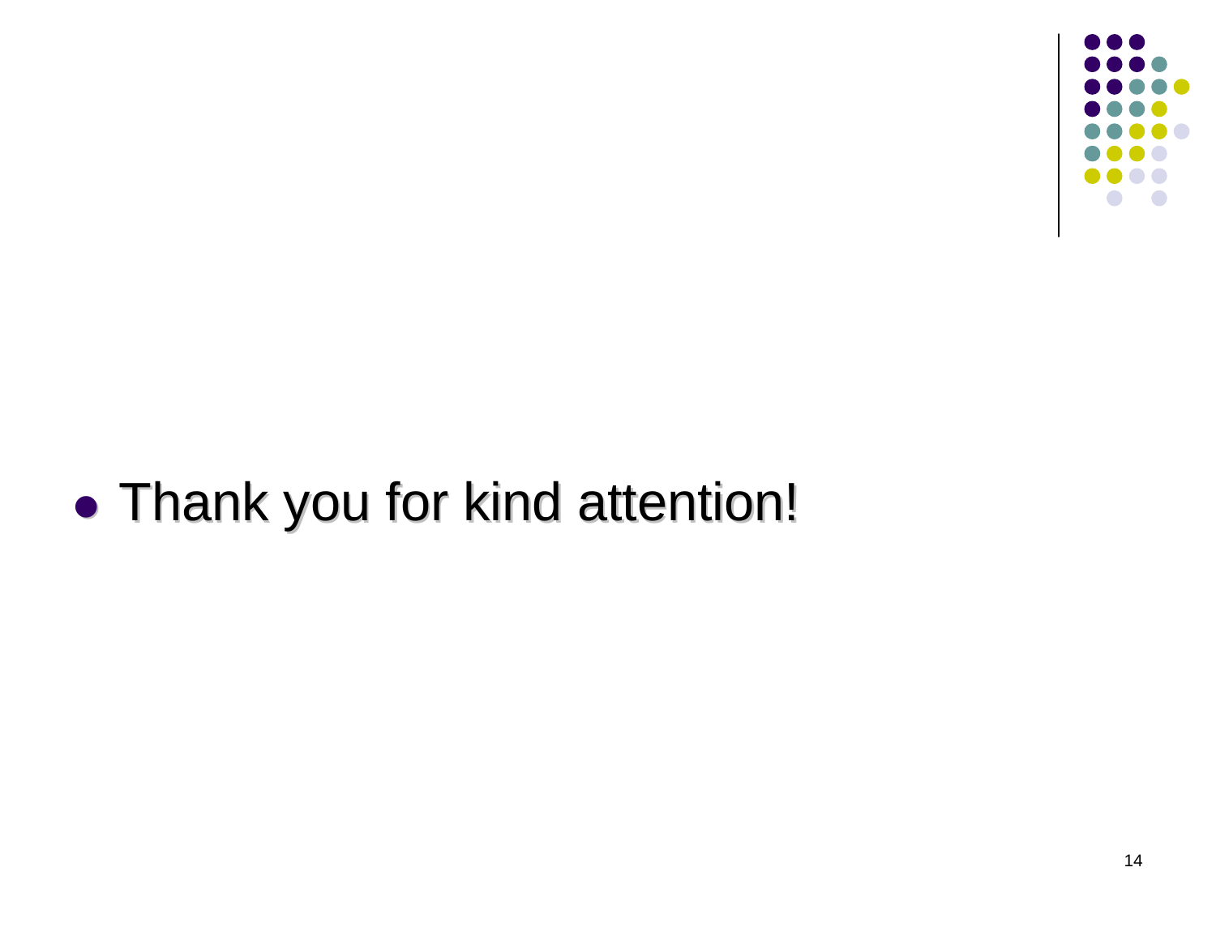- Thank you for kind attention!